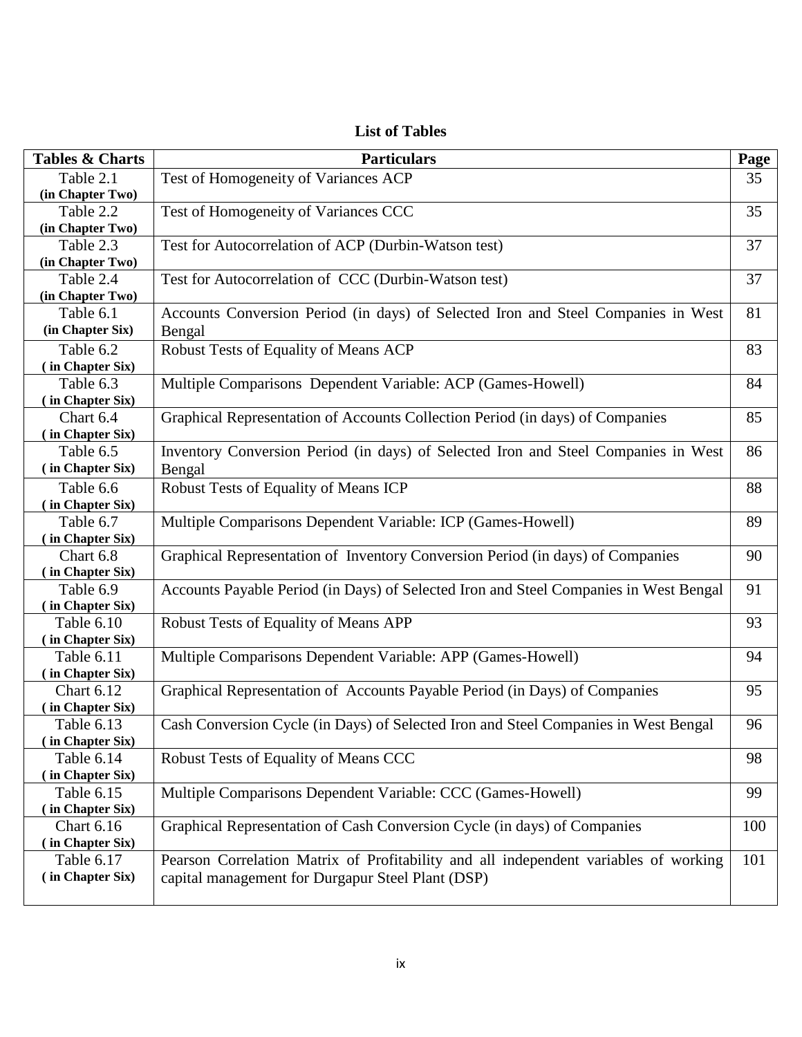# List of Tables

| Tables & Charts | Particulars | Page |
|---|---|---|
| Table 2.1 **(in Chapter Two)** | Test of Homogeneity of Variances ACP | 35 |
| Table 2.2 **(in Chapter Two)** | Test of Homogeneity of Variances CCC | 35 |
| Table 2.3 **(in Chapter Two)** | Test for Autocorrelation of ACP (Durbin-Watson test) | 37 |
| Table 2.4 **(in Chapter Two)** | Test for Autocorrelation of CCC (Durbin-Watson test) | 37 |
| Table 6.1 **(in Chapter Six)** | Accounts Conversion Period (in days) of Selected Iron and Steel Companies in West Bengal | 81 |
| Table 6.2 **( in Chapter Six)** | Robust Tests of Equality of Means ACP | 83 |
| Table 6.3 **( in Chapter Six)** | Multiple Comparisons Dependent Variable: ACP (Games-Howell) | 84 |
| Chart 6.4 **( in Chapter Six)** | Graphical Representation of Accounts Collection Period (in days) of Companies | 85 |
| Table 6.5 **( in Chapter Six)** | Inventory Conversion Period (in days) of Selected Iron and Steel Companies in West Bengal | 86 |
| Table 6.6 **( in Chapter Six)** | Robust Tests of Equality of Means ICP | 88 |
| Table 6.7 **( in Chapter Six)** | Multiple Comparisons Dependent Variable: ICP (Games-Howell) | 89 |
| Chart 6.8 **( in Chapter Six)** | Graphical Representation of Inventory Conversion Period (in days) of Companies | 90 |
| Table 6.9 **( in Chapter Six)** | Accounts Payable Period (in Days) of Selected Iron and Steel Companies in West Bengal | 91 |
| Table 6.10 **( in Chapter Six)** | Robust Tests of Equality of Means APP | 93 |
| Table 6.11 **( in Chapter Six)** | Multiple Comparisons Dependent Variable: APP (Games-Howell) | 94 |
| Chart 6.12 **( in Chapter Six)** | Graphical Representation of Accounts Payable Period (in Days) of Companies | 95 |
| Table 6.13 **( in Chapter Six)** | Cash Conversion Cycle (in Days) of Selected Iron and Steel Companies in West Bengal | 96 |
| Table 6.14 **( in Chapter Six)** | Robust Tests of Equality of Means CCC | 98 |
| Table 6.15 **( in Chapter Six)** | Multiple Comparisons Dependent Variable: CCC (Games-Howell) | 99 |
| Chart 6.16 **( in Chapter Six)** | Graphical Representation of Cash Conversion Cycle (in days) of Companies | 100 |
| Table 6.17 **( in Chapter Six)** | Pearson Correlation Matrix of Profitability and all independent variables of working capital management for Durgapur Steel Plant (DSP) | 101 |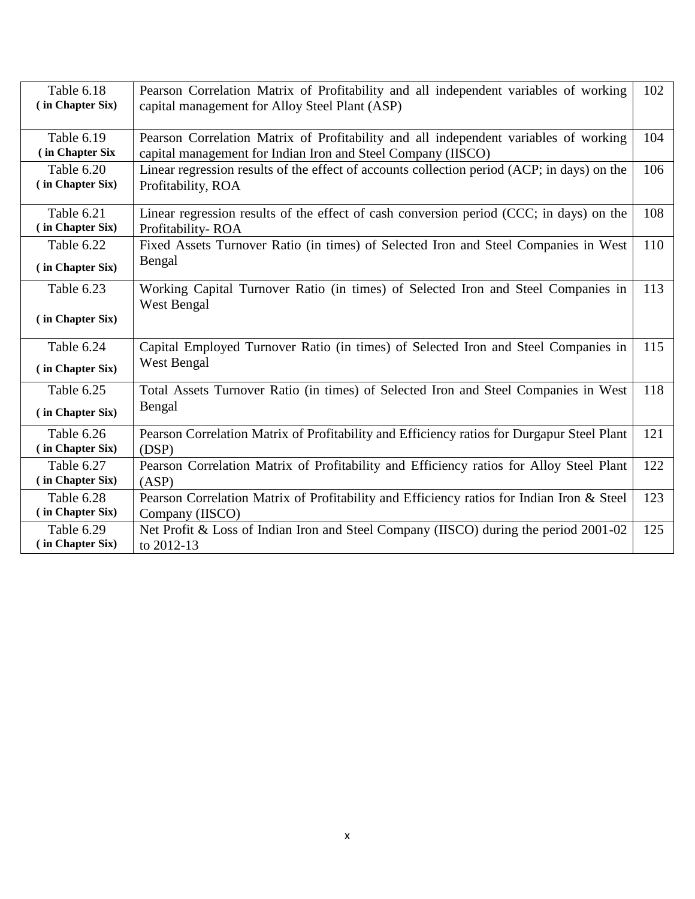| | | |
|---|---|---|
| Table 6.18 **( in Chapter Six)** | Pearson Correlation Matrix of Profitability and all independent variables of working capital management for Alloy Steel Plant (ASP) | 102 |
| Table 6.19 **( in Chapter Six** | Pearson Correlation Matrix of Profitability and all independent variables of working capital management for Indian Iron and Steel Company (IISCO) | 104 |
| Table 6.20 **( in Chapter Six)** | Linear regression results of the effect of accounts collection period (ACP; in days) on the Profitability, ROA | 106 |
| Table 6.21 **( in Chapter Six)** | Linear regression results of the effect of cash conversion period (CCC; in days) on the Profitability- ROA | 108 |
| Table 6.22 **( in Chapter Six)** | Fixed Assets Turnover Ratio (in times) of Selected Iron and Steel Companies in West Bengal | 110 |
| Table 6.23 **( in Chapter Six)** | Working Capital Turnover Ratio (in times) of Selected Iron and Steel Companies in West Bengal | 113 |
| Table 6.24 **( in Chapter Six)** | Capital Employed Turnover Ratio (in times) of Selected Iron and Steel Companies in West Bengal | 115 |
| Table 6.25 **( in Chapter Six)** | Total Assets Turnover Ratio (in times) of Selected Iron and Steel Companies in West Bengal | 118 |
| Table 6.26 **( in Chapter Six)** | Pearson Correlation Matrix of Profitability and Efficiency ratios for Durgapur Steel Plant (DSP) | 121 |
| Table 6.27 **( in Chapter Six)** | Pearson Correlation Matrix of Profitability and Efficiency ratios for Alloy Steel Plant (ASP) | 122 |
| Table 6.28 **( in Chapter Six)** | Pearson Correlation Matrix of Profitability and Efficiency ratios for Indian Iron & Steel Company (IISCO) | 123 |
| Table 6.29 **( in Chapter Six)** | Net Profit & Loss of Indian Iron and Steel Company (IISCO) during the period 2001-02 to 2012-13 | 125 |